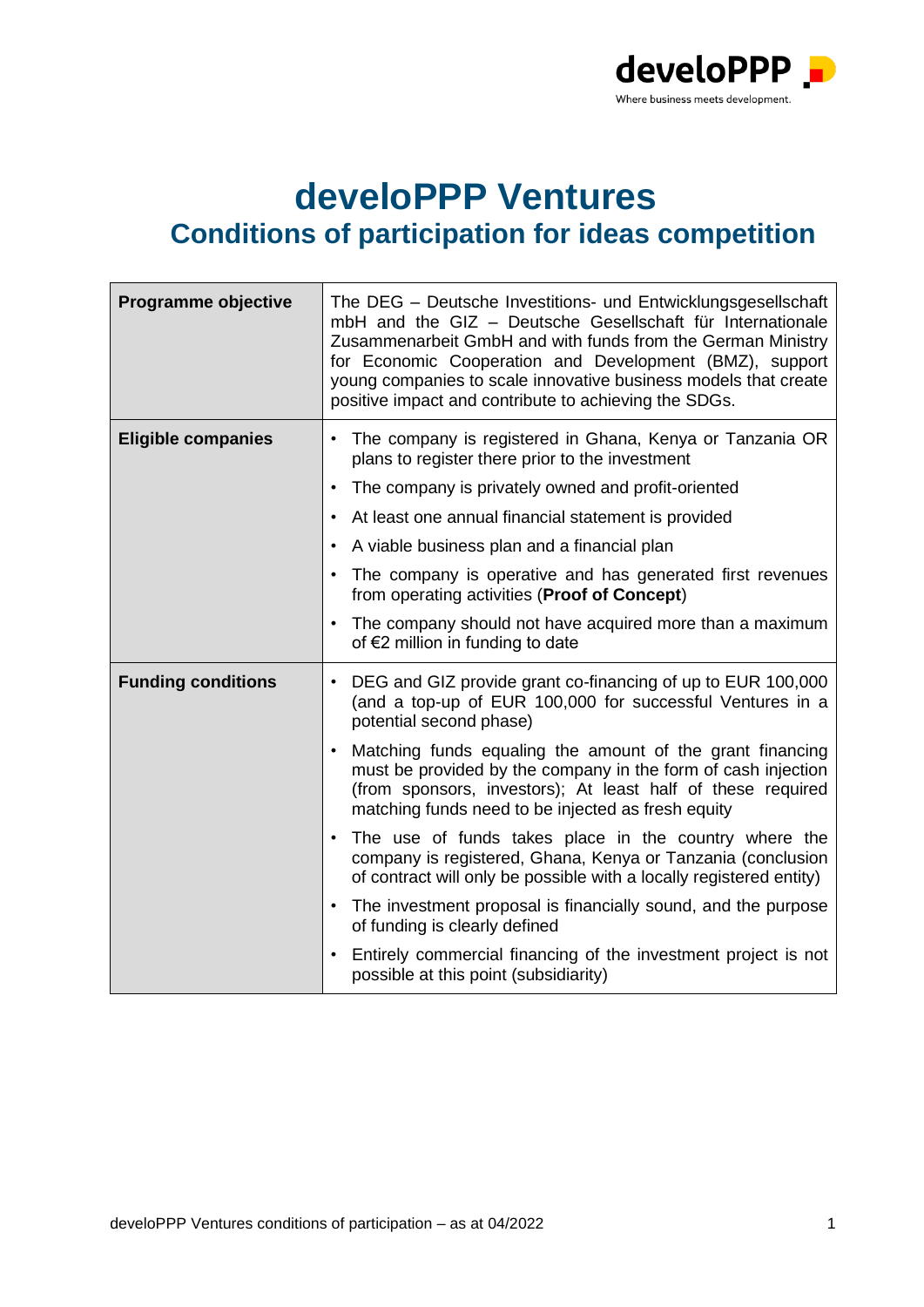# developPP Ventures

## Conditions of participation for ideas competition

| | |
|---|---|
| **Programme objective** | The DEG – Deutsche Investitions- und Entwicklungsgesellschaft mbH and the GIZ – Deutsche Gesellschaft für Internationale Zusammenarbeit GmbH and with funds from the German Ministry for Economic Cooperation and Development (BMZ), support young companies to scale innovative business models that create positive impact and contribute to achieving the SDGs. |
| **Eligible companies** | • The company is registered in Ghana, Kenya or Tanzania OR plans to register there prior to the investment<br>• The company is privately owned and profit-oriented<br>• At least one annual financial statement is provided<br>• A viable business plan and a financial plan<br>• The company is operative and has generated first revenues from operating activities (**Proof of Concept**)<br>• The company should not have acquired more than a maximum of €2 million in funding to date |
| **Funding conditions** | • DEG and GIZ provide grant co-financing of up to EUR 100,000 (and a top-up of EUR 100,000 for successful Ventures in a potential second phase)<br>• Matching funds equaling the amount of the grant financing must be provided by the company in the form of cash injection (from sponsors, investors); At least half of these required matching funds need to be injected as fresh equity<br>• The use of funds takes place in the country where the company is registered, Ghana, Kenya or Tanzania (conclusion of contract will only be possible with a locally registered entity)<br>• The investment proposal is financially sound, and the purpose of funding is clearly defined<br>• Entirely commercial financing of the investment project is not possible at this point (subsidiarity) |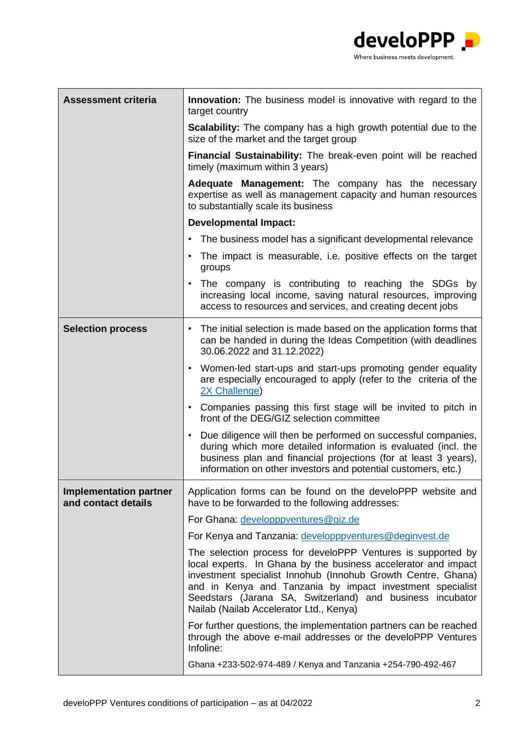| | |
|---|---|
| **Assessment criteria** | **Innovation:** The business model is innovative with regard to the target country<br><br>**Scalability:** The company has a high growth potential due to the size of the market and the target group<br><br>**Financial Sustainability:** The break-even point will be reached timely (maximum within 3 years)<br><br>**Adequate Management:** The company has the necessary expertise as well as management capacity and human resources to substantially scale its business<br><br>**Developmental Impact:**<br>• The business model has a significant developmental relevance<br>• The impact is measurable, i.e. positive effects on the target groups<br>• The company is contributing to reaching the SDGs by increasing local income, saving natural resources, improving access to resources and services, and creating decent jobs |
| **Selection process** | • The initial selection is made based on the application forms that can be handed in during the Ideas Competition (with deadlines 30.06.2022 and 31.12.2022)<br>• Women-led start-ups and start-ups promoting gender equality are especially encouraged to apply (refer to the criteria of the 2X Challenge)<br>• Companies passing this first stage will be invited to pitch in front of the DEG/GIZ selection committee<br>• Due diligence will then be performed on successful companies, during which more detailed information is evaluated (incl. the business plan and financial projections (for at least 3 years), information on other investors and potential customers, etc.) |
| **Implementation partner and contact details** | Application forms can be found on the develoPPP website and have to be forwarded to the following addresses:<br><br>For Ghana: developppventures@giz.de<br><br>For Kenya and Tanzania: developppventures@deginvest.de<br><br>The selection process for develoPPP Ventures is supported by local experts. In Ghana by the business accelerator and impact investment specialist Innohub (Innohub Growth Centre, Ghana) and in Kenya and Tanzania by impact investment specialist Seedstars (Jarana SA, Switzerland) and business incubator Nailab (Nailab Accelerator Ltd., Kenya)<br><br>For further questions, the implementation partners can be reached through the above e-mail addresses or the develoPPP Ventures Infoline:<br><br>Ghana +233-502-974-489 / Kenya and Tanzania +254-790-492-467 |